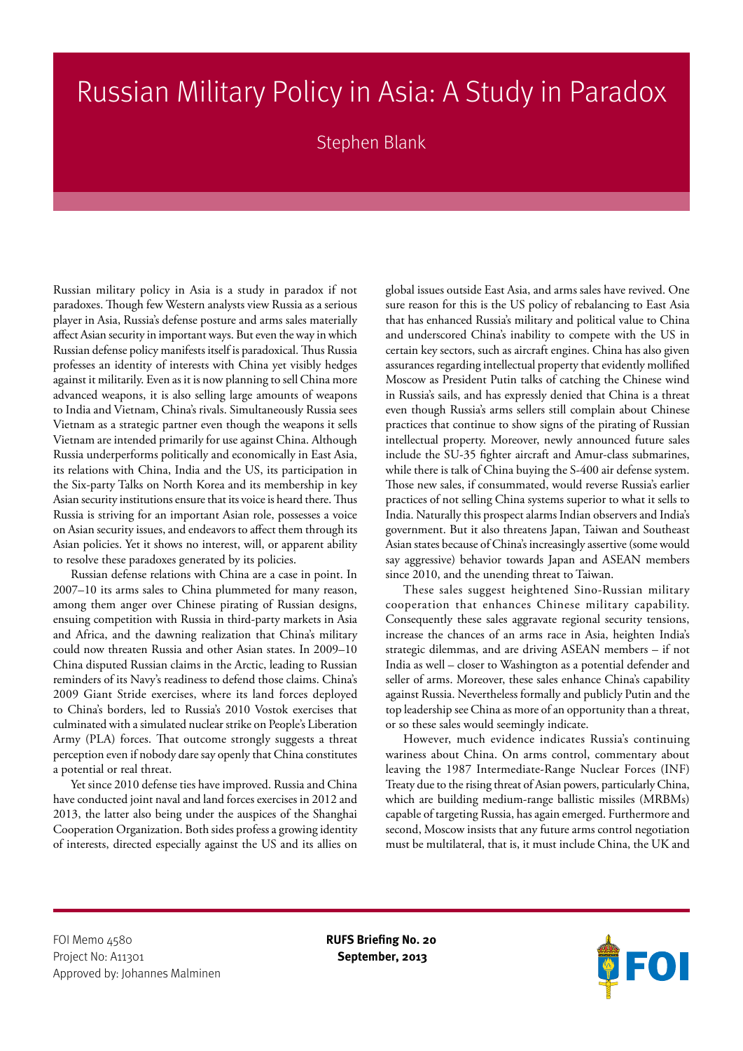# Russian Military Policy in Asia: A Study in Paradox

Stephen Blank

Russian military policy in Asia is a study in paradox if not paradoxes. Though few Western analysts view Russia as a serious player in Asia, Russia's defense posture and arms sales materially affect Asian security in important ways. But even the way in which Russian defense policy manifests itself is paradoxical. Thus Russia professes an identity of interests with China yet visibly hedges against it militarily. Even as it is now planning to sell China more advanced weapons, it is also selling large amounts of weapons to India and Vietnam, China's rivals. Simultaneously Russia sees Vietnam as a strategic partner even though the weapons it sells Vietnam are intended primarily for use against China. Although Russia underperforms politically and economically in East Asia, its relations with China, India and the US, its participation in the Six-party Talks on North Korea and its membership in key Asian security institutions ensure that its voice is heard there. Thus Russia is striving for an important Asian role, possesses a voice on Asian security issues, and endeavors to affect them through its Asian policies. Yet it shows no interest, will, or apparent ability to resolve these paradoxes generated by its policies.

Russian defense relations with China are a case in point. In 2007–10 its arms sales to China plummeted for many reason, among them anger over Chinese pirating of Russian designs, ensuing competition with Russia in third-party markets in Asia and Africa, and the dawning realization that China's military could now threaten Russia and other Asian states. In 2009–10 China disputed Russian claims in the Arctic, leading to Russian reminders of its Navy's readiness to defend those claims. China's 2009 Giant Stride exercises, where its land forces deployed to China's borders, led to Russia's 2010 Vostok exercises that culminated with a simulated nuclear strike on People's Liberation Army (PLA) forces. That outcome strongly suggests a threat perception even if nobody dare say openly that China constitutes a potential or real threat.

Yet since 2010 defense ties have improved. Russia and China have conducted joint naval and land forces exercises in 2012 and 2013, the latter also being under the auspices of the Shanghai Cooperation Organization. Both sides profess a growing identity of interests, directed especially against the US and its allies on global issues outside East Asia, and arms sales have revived. One sure reason for this is the US policy of rebalancing to East Asia that has enhanced Russia's military and political value to China and underscored China's inability to compete with the US in certain key sectors, such as aircraft engines. China has also given assurances regarding intellectual property that evidently mollified Moscow as President Putin talks of catching the Chinese wind in Russia's sails, and has expressly denied that China is a threat even though Russia's arms sellers still complain about Chinese practices that continue to show signs of the pirating of Russian intellectual property. Moreover, newly announced future sales include the SU-35 fighter aircraft and Amur-class submarines, while there is talk of China buying the S-400 air defense system. Those new sales, if consummated, would reverse Russia's earlier practices of not selling China systems superior to what it sells to India. Naturally this prospect alarms Indian observers and India's government. But it also threatens Japan, Taiwan and Southeast Asian states because of China's increasingly assertive (some would say aggressive) behavior towards Japan and ASEAN members since 2010, and the unending threat to Taiwan.

These sales suggest heightened Sino-Russian military cooperation that enhances Chinese military capability. Consequently these sales aggravate regional security tensions, increase the chances of an arms race in Asia, heighten India's strategic dilemmas, and are driving ASEAN members – if not India as well – closer to Washington as a potential defender and seller of arms. Moreover, these sales enhance China's capability against Russia. Nevertheless formally and publicly Putin and the top leadership see China as more of an opportunity than a threat, or so these sales would seemingly indicate.

However, much evidence indicates Russia's continuing wariness about China. On arms control, commentary about leaving the 1987 Intermediate-Range Nuclear Forces (INF) Treaty due to the rising threat of Asian powers, particularly China, which are building medium-range ballistic missiles (MRBMs) capable of targeting Russia, has again emerged. Furthermore and second, Moscow insists that any future arms control negotiation must be multilateral, that is, it must include China, the UK and

FOI Memo 4580
Project No: A11301
Approved by: Johannes Malminen

**RUFS Briefing No. 20**
**September, 2013**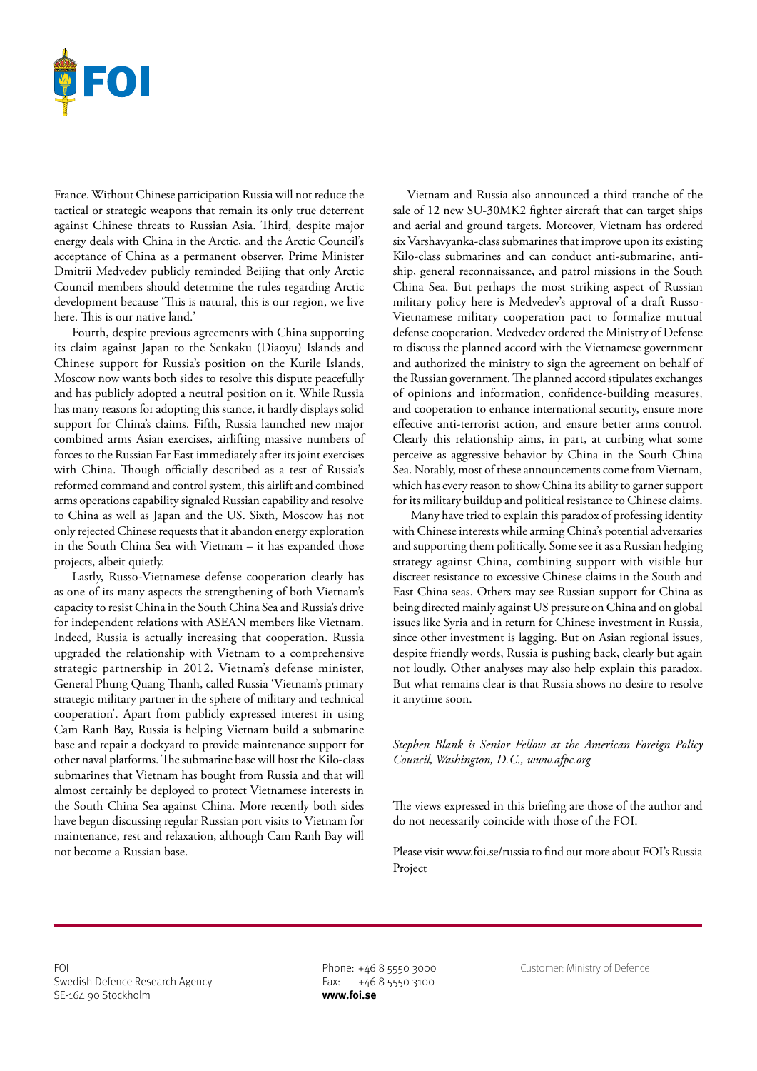France. Without Chinese participation Russia will not reduce the tactical or strategic weapons that remain its only true deterrent against Chinese threats to Russian Asia. Third, despite major energy deals with China in the Arctic, and the Arctic Council's acceptance of China as a permanent observer, Prime Minister Dmitrii Medvedev publicly reminded Beijing that only Arctic Council members should determine the rules regarding Arctic development because 'This is natural, this is our region, we live here. This is our native land.'

Fourth, despite previous agreements with China supporting its claim against Japan to the Senkaku (Diaoyu) Islands and Chinese support for Russia's position on the Kurile Islands, Moscow now wants both sides to resolve this dispute peacefully and has publicly adopted a neutral position on it. While Russia has many reasons for adopting this stance, it hardly displays solid support for China's claims. Fifth, Russia launched new major combined arms Asian exercises, airlifting massive numbers of forces to the Russian Far East immediately after its joint exercises with China. Though officially described as a test of Russia's reformed command and control system, this airlift and combined arms operations capability signaled Russian capability and resolve to China as well as Japan and the US. Sixth, Moscow has not only rejected Chinese requests that it abandon energy exploration in the South China Sea with Vietnam – it has expanded those projects, albeit quietly.

Lastly, Russo-Vietnamese defense cooperation clearly has as one of its many aspects the strengthening of both Vietnam's capacity to resist China in the South China Sea and Russia's drive for independent relations with ASEAN members like Vietnam. Indeed, Russia is actually increasing that cooperation. Russia upgraded the relationship with Vietnam to a comprehensive strategic partnership in 2012. Vietnam's defense minister, General Phung Quang Thanh, called Russia 'Vietnam's primary strategic military partner in the sphere of military and technical cooperation'. Apart from publicly expressed interest in using Cam Ranh Bay, Russia is helping Vietnam build a submarine base and repair a dockyard to provide maintenance support for other naval platforms. The submarine base will host the Kilo-class submarines that Vietnam has bought from Russia and that will almost certainly be deployed to protect Vietnamese interests in the South China Sea against China. More recently both sides have begun discussing regular Russian port visits to Vietnam for maintenance, rest and relaxation, although Cam Ranh Bay will not become a Russian base.

Vietnam and Russia also announced a third tranche of the sale of 12 new SU-30MK2 fighter aircraft that can target ships and aerial and ground targets. Moreover, Vietnam has ordered six Varshavyanka-class submarines that improve upon its existing Kilo-class submarines and can conduct anti-submarine, anti-ship, general reconnaissance, and patrol missions in the South China Sea. But perhaps the most striking aspect of Russian military policy here is Medvedev's approval of a draft Russo-Vietnamese military cooperation pact to formalize mutual defense cooperation. Medvedev ordered the Ministry of Defense to discuss the planned accord with the Vietnamese government and authorized the ministry to sign the agreement on behalf of the Russian government. The planned accord stipulates exchanges of opinions and information, confidence-building measures, and cooperation to enhance international security, ensure more effective anti-terrorist action, and ensure better arms control. Clearly this relationship aims, in part, at curbing what some perceive as aggressive behavior by China in the South China Sea. Notably, most of these announcements come from Vietnam, which has every reason to show China its ability to garner support for its military buildup and political resistance to Chinese claims.

Many have tried to explain this paradox of professing identity with Chinese interests while arming China's potential adversaries and supporting them politically. Some see it as a Russian hedging strategy against China, combining support with visible but discreet resistance to excessive Chinese claims in the South and East China seas. Others may see Russian support for China as being directed mainly against US pressure on China and on global issues like Syria and in return for Chinese investment in Russia, since other investment is lagging. But on Asian regional issues, despite friendly words, Russia is pushing back, clearly but again not loudly. Other analyses may also help explain this paradox. But what remains clear is that Russia shows no desire to resolve it anytime soon.

*Stephen Blank is Senior Fellow at the American Foreign Policy Council, Washington, D.C., www.afpc.org*

The views expressed in this briefing are those of the author and do not necessarily coincide with those of the FOI.

Please visit www.foi.se/russia to find out more about FOI's Russia Project

FOI
Swedish Defence Research Agency
SE-164 90 Stockholm

Phone: +46 8 5550 3000
Fax: +46 8 5550 3100
**www.foi.se**

Customer: Ministry of Defence